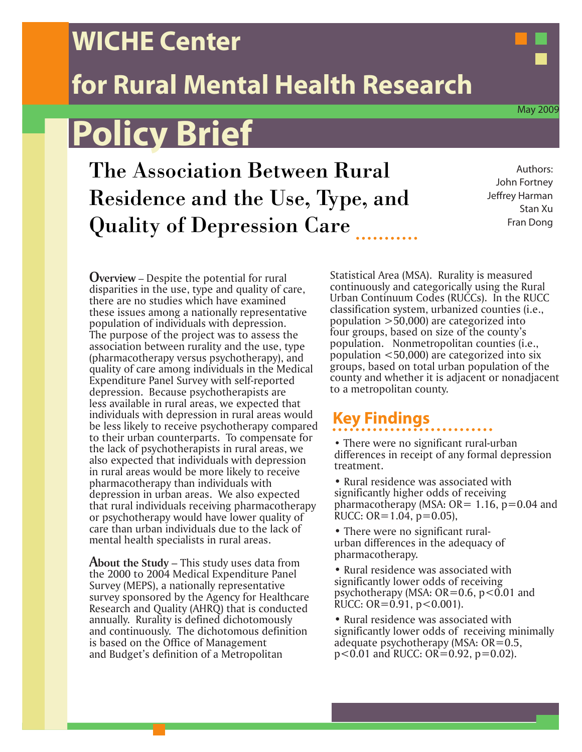# WICHE Center for Rural Mental Health Research

May 2009

## Policy Brief

# The Association Between Rural Residence and the Use, Type, and Quality of Depression Care

Authors:
John Fortney
Jeffrey Harman
Stan Xu
Fran Dong

**Overview** – Despite the potential for rural disparities in the use, type and quality of care, there are no studies which have examined these issues among a nationally representative population of individuals with depression. The purpose of the project was to assess the association between rurality and the use, type (pharmacotherapy versus psychotherapy), and quality of care among individuals in the Medical Expenditure Panel Survey with self-reported depression. Because psychotherapists are less available in rural areas, we expected that individuals with depression in rural areas would be less likely to receive psychotherapy compared to their urban counterparts. To compensate for the lack of psychotherapists in rural areas, we also expected that individuals with depression in rural areas would be more likely to receive pharmacotherapy than individuals with depression in urban areas. We also expected that rural individuals receiving pharmacotherapy or psychotherapy would have lower quality of care than urban individuals due to the lack of mental health specialists in rural areas.

**About the Study** – This study uses data from the 2000 to 2004 Medical Expenditure Panel Survey (MEPS), a nationally representative survey sponsored by the Agency for Healthcare Research and Quality (AHRQ) that is conducted annually. Rurality is defined dichotomously and continuously. The dichotomous definition is based on the Office of Management and Budget's definition of a Metropolitan Statistical Area (MSA). Rurality is measured continuously and categorically using the Rural Urban Continuum Codes (RUCCs). In the RUCC classification system, urbanized counties (i.e., population >50,000) are categorized into four groups, based on size of the county's population. Nonmetropolitan counties (i.e., population <50,000) are categorized into six groups, based on total urban population of the county and whether it is adjacent or nonadjacent to a metropolitan county.

## Key Findings

- There were no significant rural-urban differences in receipt of any formal depression treatment.
- Rural residence was associated with significantly higher odds of receiving pharmacotherapy (MSA: OR= 1.16, $p=0.04$ and RUCC: OR=1.04, $p=0.05$),
- There were no significant rural-urban differences in the adequacy of pharmacotherapy.
- Rural residence was associated with significantly lower odds of receiving psychotherapy (MSA: OR=0.6, $p<0.01$ and RUCC: OR=0.91, $p<0.001$).
- Rural residence was associated with significantly lower odds of receiving minimally adequate psychotherapy (MSA: OR=0.5, $p<0.01$ and RUCC: OR=0.92, $p=0.02$).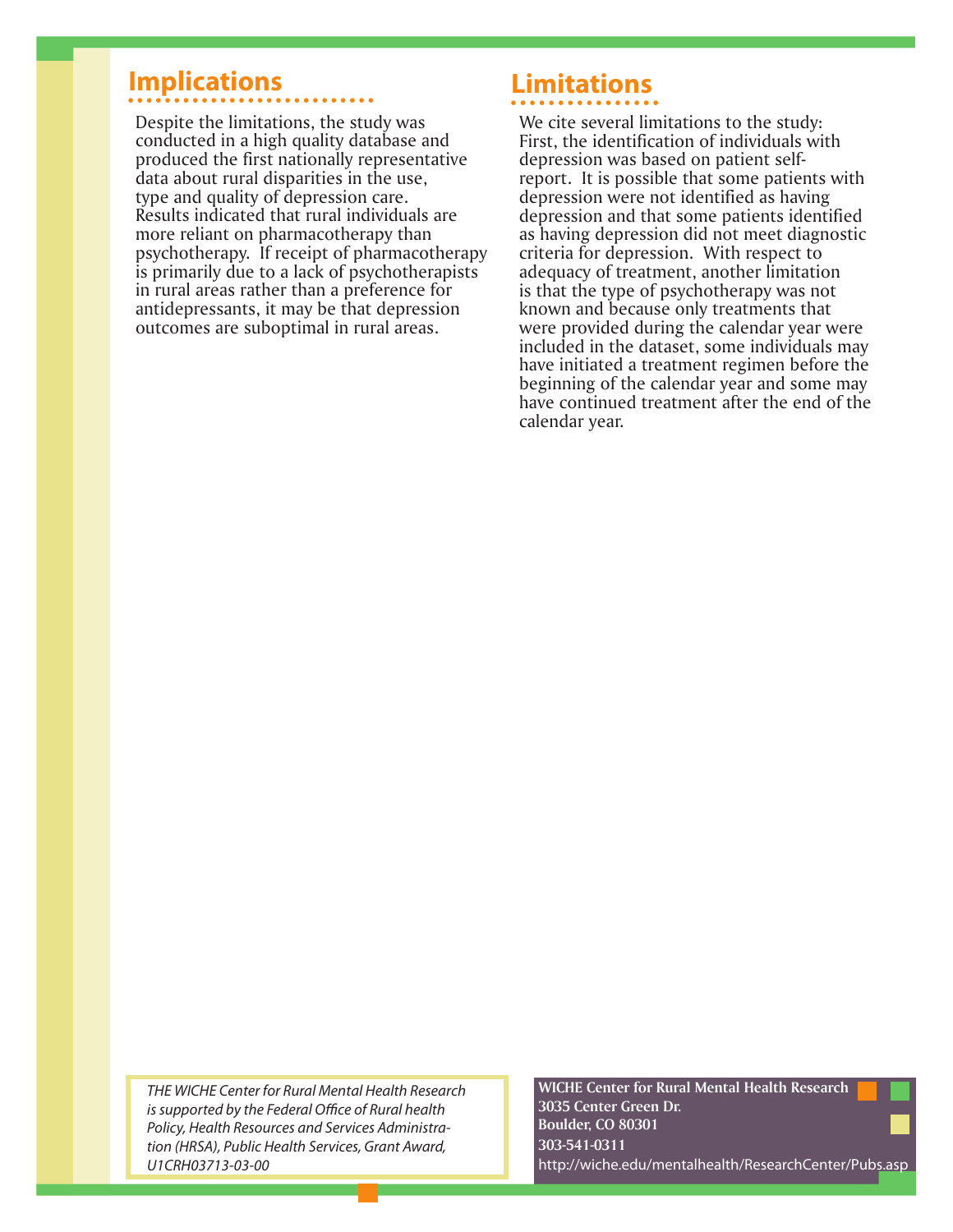## Implications

Despite the limitations, the study was conducted in a high quality database and produced the first nationally representative data about rural disparities in the use, type and quality of depression care. Results indicated that rural individuals are more reliant on pharmacotherapy than psychotherapy. If receipt of pharmacotherapy is primarily due to a lack of psychotherapists in rural areas rather than a preference for antidepressants, it may be that depression outcomes are suboptimal in rural areas.

## Limitations

We cite several limitations to the study: First, the identification of individuals with depression was based on patient self-report. It is possible that some patients with depression were not identified as having depression and that some patients identified as having depression did not meet diagnostic criteria for depression. With respect to adequacy of treatment, another limitation is that the type of psychotherapy was not known and because only treatments that were provided during the calendar year were included in the dataset, some individuals may have initiated a treatment regimen before the beginning of the calendar year and some may have continued treatment after the end of the calendar year.

*THE WICHE Center for Rural Mental Health Research is supported by the Federal Office of Rural health Policy, Health Resources and Services Administration (HRSA), Public Health Services, Grant Award, U1CRH03713-03-00*

**WICHE Center for Rural Mental Health Research**
**3035 Center Green Dr.**
**Boulder, CO 80301**
**303-541-0311**
http://wiche.edu/mentalhealth/ResearchCenter/Pubs.asp